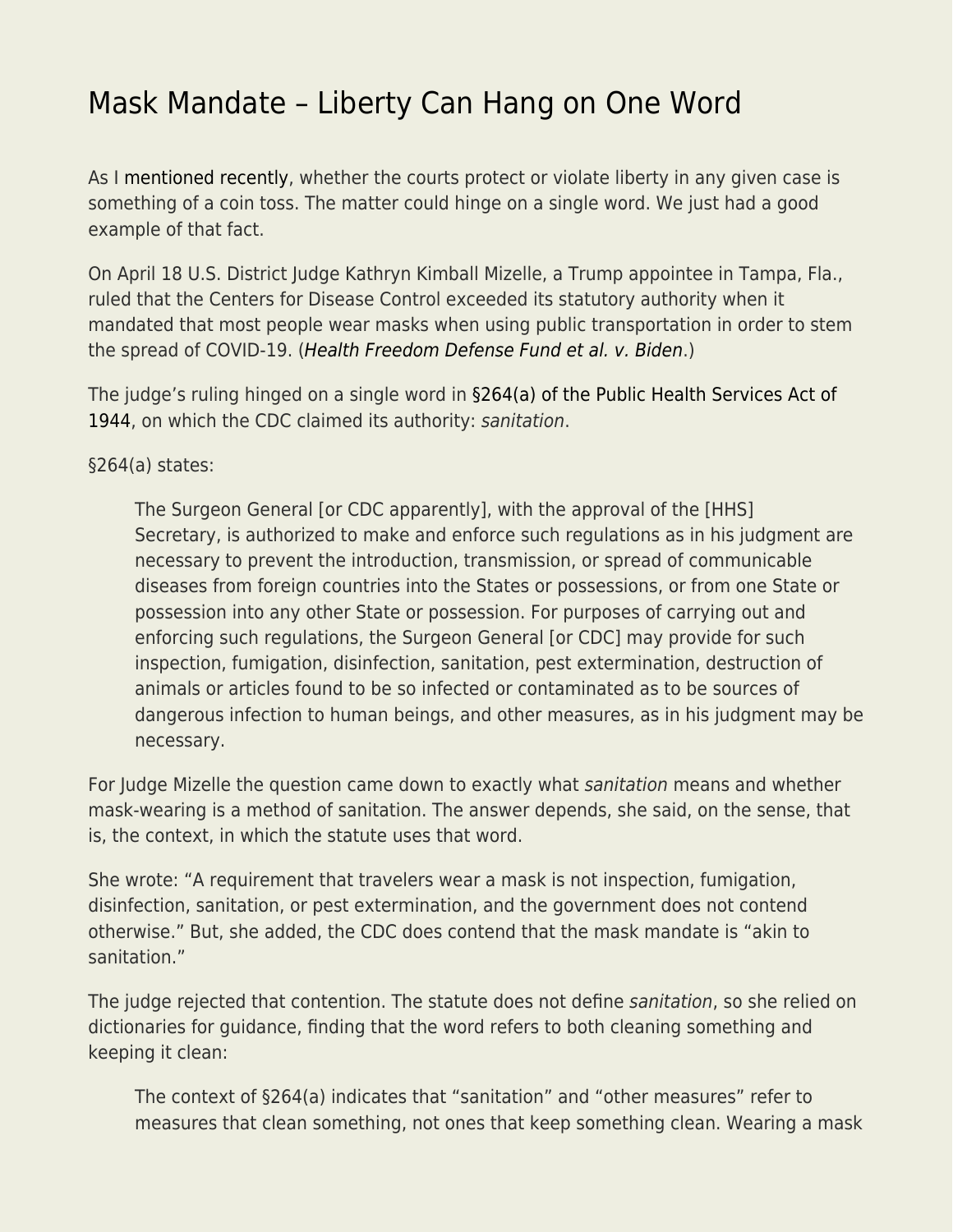# Mask Mandate – Liberty Can Hang on One Word

As I mentioned recently, whether the courts protect or violate liberty in any given case is something of a coin toss. The matter could hinge on a single word. We just had a good example of that fact.

On April 18 U.S. District Judge Kathryn Kimball Mizelle, a Trump appointee in Tampa, Fla., ruled that the Centers for Disease Control exceeded its statutory authority when it mandated that most people wear masks when using public transportation in order to stem the spread of COVID-19. (*Health Freedom Defense Fund et al. v. Biden*.)

The judge's ruling hinged on a single word in §264(a) of the Public Health Services Act of 1944, on which the CDC claimed its authority: *sanitation*.

§264(a) states:

> The Surgeon General [or CDC apparently], with the approval of the [HHS] Secretary, is authorized to make and enforce such regulations as in his judgment are necessary to prevent the introduction, transmission, or spread of communicable diseases from foreign countries into the States or possessions, or from one State or possession into any other State or possession. For purposes of carrying out and enforcing such regulations, the Surgeon General [or CDC] may provide for such inspection, fumigation, disinfection, sanitation, pest extermination, destruction of animals or articles found to be so infected or contaminated as to be sources of dangerous infection to human beings, and other measures, as in his judgment may be necessary.

For Judge Mizelle the question came down to exactly what *sanitation* means and whether mask-wearing is a method of sanitation. The answer depends, she said, on the sense, that is, the context, in which the statute uses that word.

She wrote: "A requirement that travelers wear a mask is not inspection, fumigation, disinfection, sanitation, or pest extermination, and the government does not contend otherwise." But, she added, the CDC does contend that the mask mandate is "akin to sanitation."

The judge rejected that contention. The statute does not define *sanitation*, so she relied on dictionaries for guidance, finding that the word refers to both cleaning something and keeping it clean:

> The context of §264(a) indicates that "sanitation" and "other measures" refer to measures that clean something, not ones that keep something clean. Wearing a mask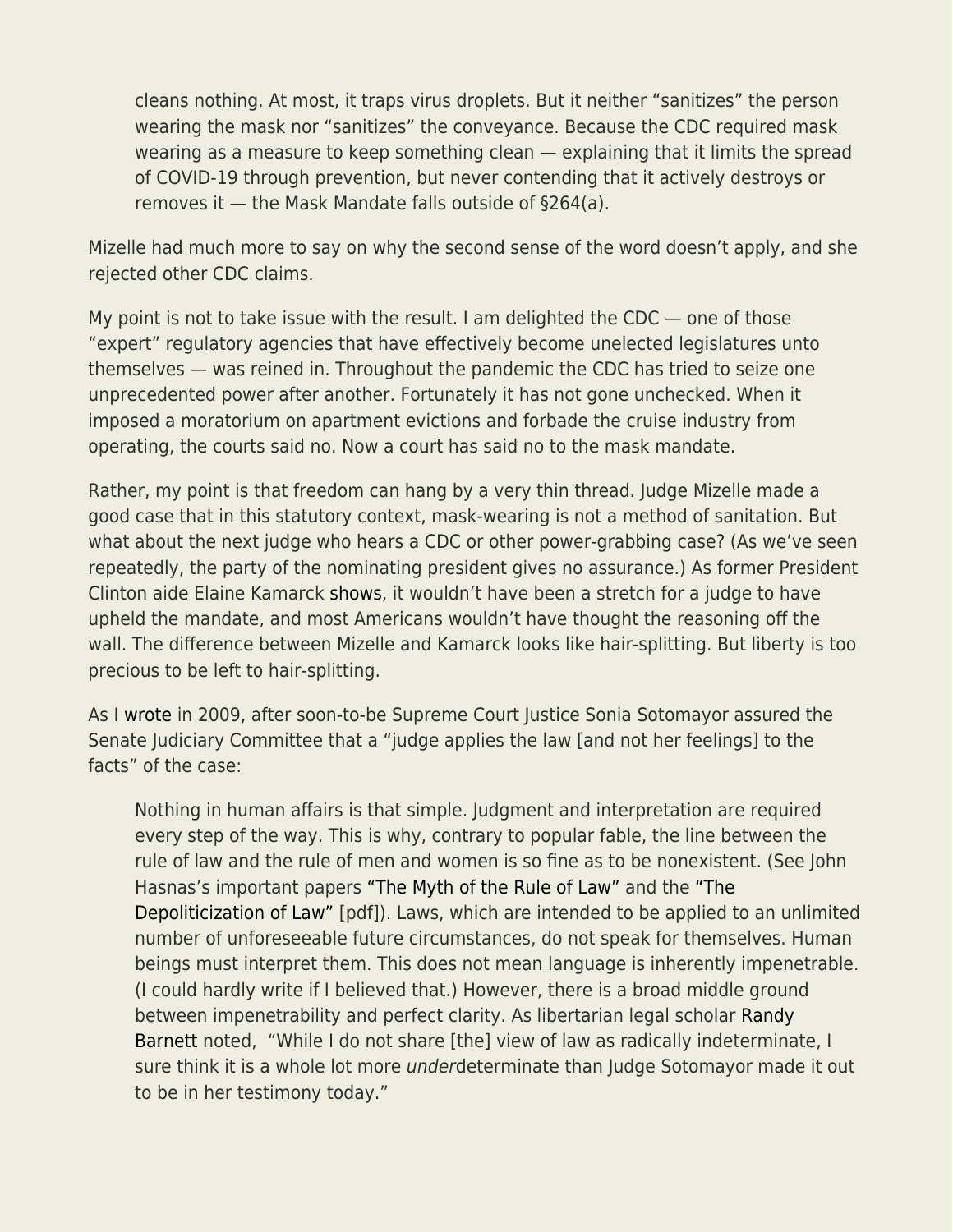> cleans nothing. At most, it traps virus droplets. But it neither "sanitizes" the person wearing the mask nor "sanitizes" the conveyance. Because the CDC required mask wearing as a measure to keep something clean — explaining that it limits the spread of COVID-19 through prevention, but never contending that it actively destroys or removes it — the Mask Mandate falls outside of §264(a).

Mizelle had much more to say on why the second sense of the word doesn't apply, and she rejected other CDC claims.

My point is not to take issue with the result. I am delighted the CDC — one of those "expert" regulatory agencies that have effectively become unelected legislatures unto themselves — was reined in. Throughout the pandemic the CDC has tried to seize one unprecedented power after another. Fortunately it has not gone unchecked. When it imposed a moratorium on apartment evictions and forbade the cruise industry from operating, the courts said no. Now a court has said no to the mask mandate.

Rather, my point is that freedom can hang by a very thin thread. Judge Mizelle made a good case that in this statutory context, mask-wearing is not a method of sanitation. But what about the next judge who hears a CDC or other power-grabbing case? (As we've seen repeatedly, the party of the nominating president gives no assurance.) As former President Clinton aide Elaine Kamarck shows, it wouldn't have been a stretch for a judge to have upheld the mandate, and most Americans wouldn't have thought the reasoning off the wall. The difference between Mizelle and Kamarck looks like hair-splitting. But liberty is too precious to be left to hair-splitting.

As I wrote in 2009, after soon-to-be Supreme Court Justice Sonia Sotomayor assured the Senate Judiciary Committee that a "judge applies the law [and not her feelings] to the facts" of the case:

> Nothing in human affairs is that simple. Judgment and interpretation are required every step of the way. This is why, contrary to popular fable, the line between the rule of law and the rule of men and women is so fine as to be nonexistent. (See John Hasnas's important papers "The Myth of the Rule of Law" and the "The Depoliticization of Law" [pdf]). Laws, which are intended to be applied to an unlimited number of unforeseeable future circumstances, do not speak for themselves. Human beings must interpret them. This does not mean language is inherently impenetrable. (I could hardly write if I believed that.) However, there is a broad middle ground between impenetrability and perfect clarity. As libertarian legal scholar Randy Barnett noted, "While I do not share [the] view of law as radically indeterminate, I sure think it is a whole lot more *under*determinate than Judge Sotomayor made it out to be in her testimony today."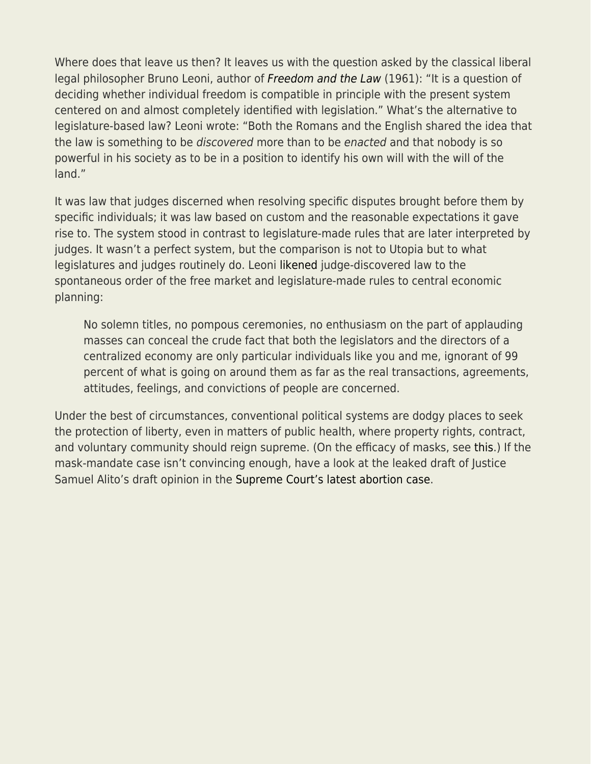Where does that leave us then? It leaves us with the question asked by the classical liberal legal philosopher Bruno Leoni, author of *Freedom and the Law* (1961): "It is a question of deciding whether individual freedom is compatible in principle with the present system centered on and almost completely identified with legislation." What's the alternative to legislature-based law? Leoni wrote: "Both the Romans and the English shared the idea that the law is something to be *discovered* more than to be *enacted* and that nobody is so powerful in his society as to be in a position to identify his own will with the will of the land."

It was law that judges discerned when resolving specific disputes brought before them by specific individuals; it was law based on custom and the reasonable expectations it gave rise to. The system stood in contrast to legislature-made rules that are later interpreted by judges. It wasn't a perfect system, but the comparison is not to Utopia but to what legislatures and judges routinely do. Leoni likened judge-discovered law to the spontaneous order of the free market and legislature-made rules to central economic planning:

> No solemn titles, no pompous ceremonies, no enthusiasm on the part of applauding masses can conceal the crude fact that both the legislators and the directors of a centralized economy are only particular individuals like you and me, ignorant of 99 percent of what is going on around them as far as the real transactions, agreements, attitudes, feelings, and convictions of people are concerned.

Under the best of circumstances, conventional political systems are dodgy places to seek the protection of liberty, even in matters of public health, where property rights, contract, and voluntary community should reign supreme. (On the efficacy of masks, see this.) If the mask-mandate case isn't convincing enough, have a look at the leaked draft of Justice Samuel Alito's draft opinion in the Supreme Court's latest abortion case.